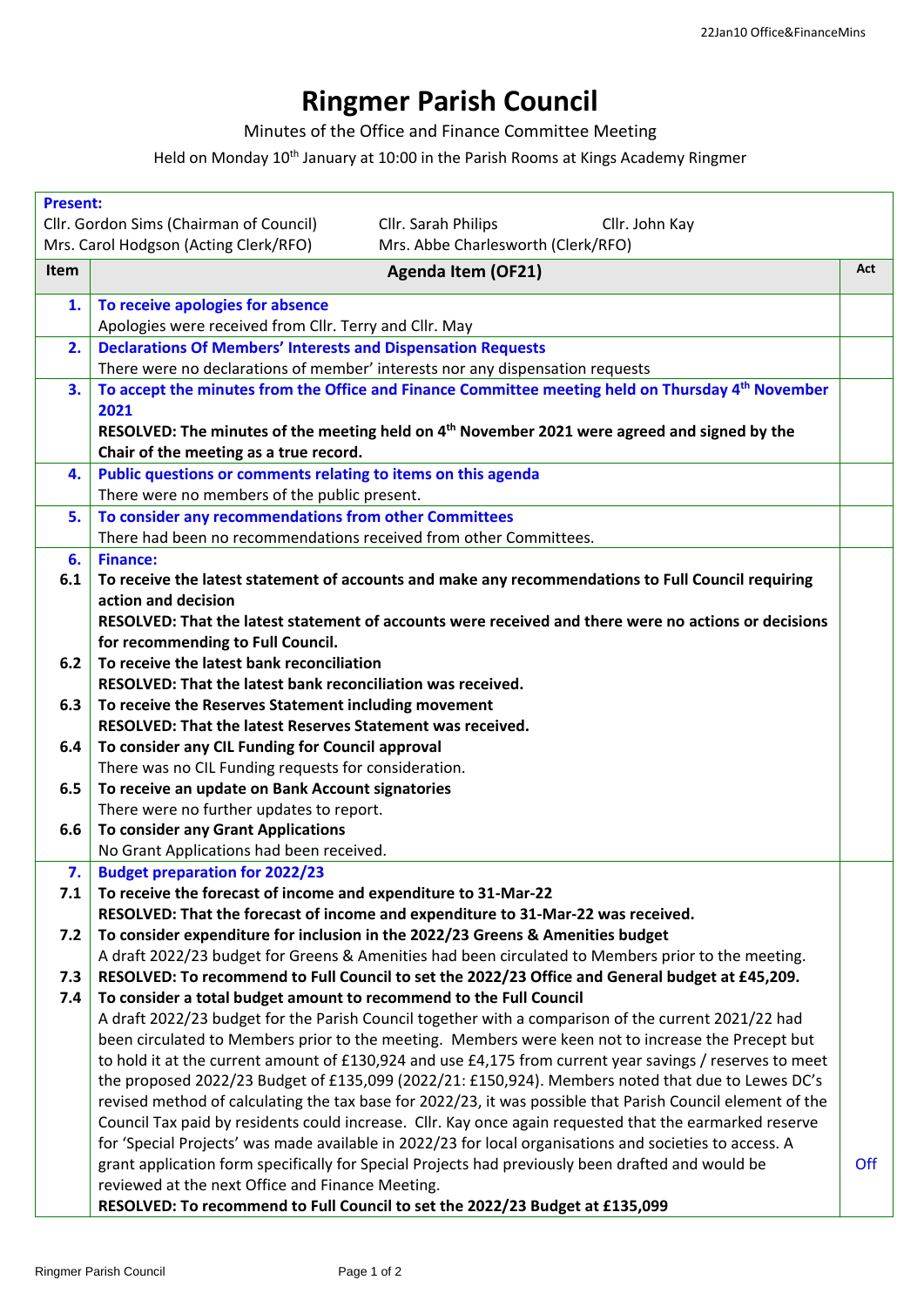# Ringmer Parish Council

Minutes of the Office and Finance Committee Meeting

Held on Monday 10th January at 10:00 in the Parish Rooms at Kings Academy Ringmer

**Present:**
Cllr. Gordon Sims (Chairman of Council) | Cllr. Sarah Philips | Cllr. John Kay
Mrs. Carol Hodgson (Acting Clerk/RFO) | Mrs. Abbe Charlesworth (Clerk/RFO)

| Item | Agenda Item (OF21) | Act |
|---|---|---|
| **1.** | **To receive apologies for absence**<br>Apologies were received from Cllr. Terry and Cllr. May | |
| **2.** | **Declarations Of Members' Interests and Dispensation Requests**<br>There were no declarations of member' interests nor any dispensation requests | |
| **3.** | **To accept the minutes from the Office and Finance Committee meeting held on Thursday 4th November 2021**<br>**RESOLVED: The minutes of the meeting held on 4th November 2021 were agreed and signed by the Chair of the meeting as a true record.** | |
| **4.** | **Public questions or comments relating to items on this agenda**<br>There were no members of the public present. | |
| **5.** | **To consider any recommendations from other Committees**<br>There had been no recommendations received from other Committees. | |
| **6.** | **Finance:** | |
| **6.1** | **To receive the latest statement of accounts and make any recommendations to Full Council requiring action and decision**<br>**RESOLVED: That the latest statement of accounts were received and there were no actions or decisions for recommending to Full Council.** | |
| **6.2** | **To receive the latest bank reconciliation**<br>**RESOLVED: That the latest bank reconciliation was received.** | |
| **6.3** | **To receive the Reserves Statement including movement**<br>**RESOLVED: That the latest Reserves Statement was received.** | |
| **6.4** | **To consider any CIL Funding for Council approval**<br>There was no CIL Funding requests for consideration. | |
| **6.5** | **To receive an update on Bank Account signatories**<br>There were no further updates to report. | |
| **6.6** | **To consider any Grant Applications**<br>No Grant Applications had been received. | |
| **7.** | **Budget preparation for 2022/23** | |
| **7.1** | **To receive the forecast of income and expenditure to 31-Mar-22**<br>**RESOLVED: That the forecast of income and expenditure to 31-Mar-22 was received.** | |
| **7.2** | **To consider expenditure for inclusion in the 2022/23 Greens & Amenities budget**<br>A draft 2022/23 budget for Greens & Amenities had been circulated to Members prior to the meeting. | |
| **7.3** | **RESOLVED: To recommend to Full Council to set the 2022/23 Office and General budget at £45,209.** | |
| **7.4** | **To consider a total budget amount to recommend to the Full Council**<br>A draft 2022/23 budget for the Parish Council together with a comparison of the current 2021/22 had been circulated to Members prior to the meeting. Members were keen not to increase the Precept but to hold it at the current amount of £130,924 and use £4,175 from current year savings / reserves to meet the proposed 2022/23 Budget of £135,099 (2022/21: £150,924). Members noted that due to Lewes DC's revised method of calculating the tax base for 2022/23, it was possible that Parish Council element of the Council Tax paid by residents could increase. Cllr. Kay once again requested that the earmarked reserve for 'Special Projects' was made available in 2022/23 for local organisations and societies to access. A grant application form specifically for Special Projects had previously been drafted and would be reviewed at the next Office and Finance Meeting.<br>**RESOLVED: To recommend to Full Council to set the 2022/23 Budget at £135,099** | Off |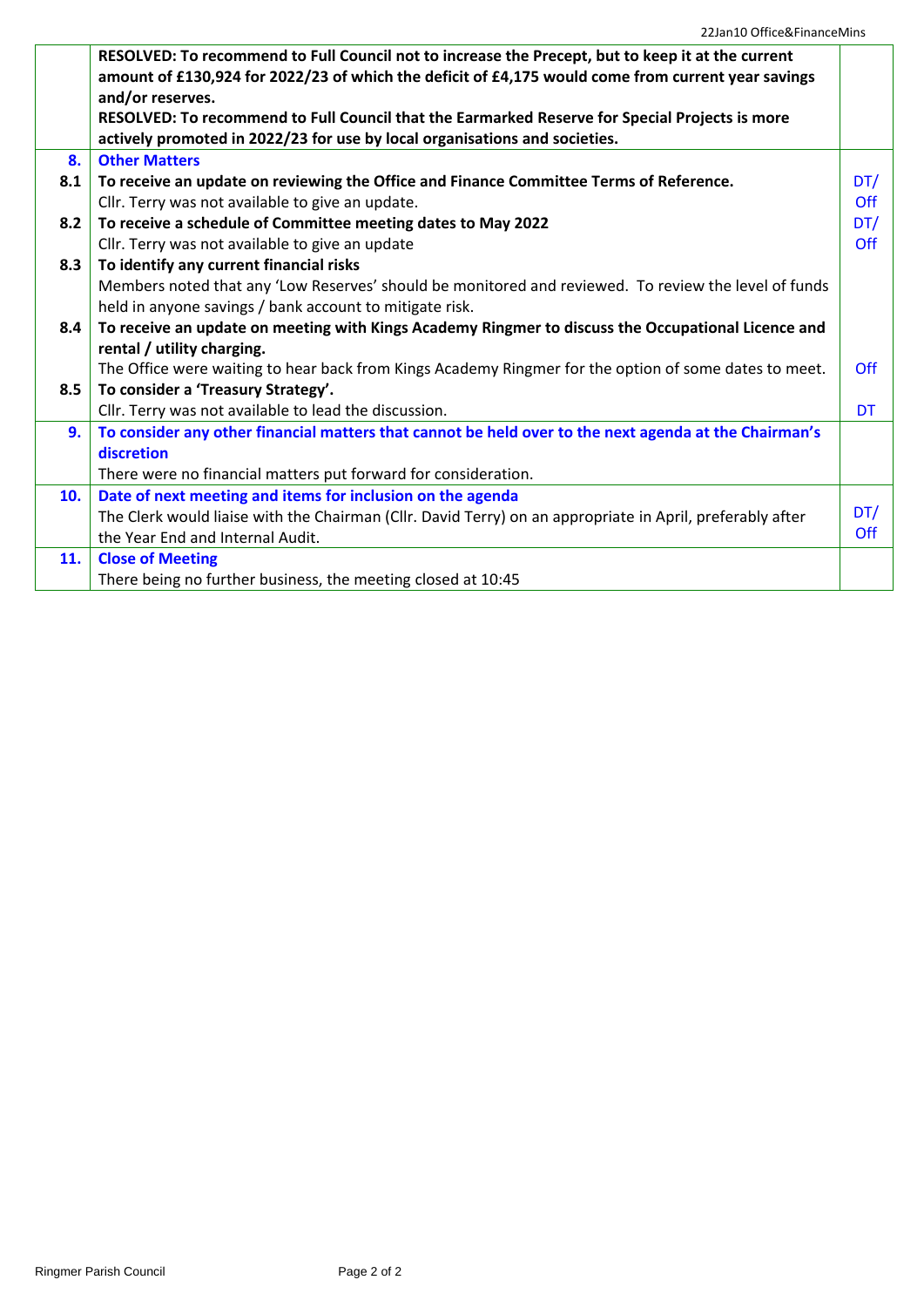| | | |
|---|---|---|
| | **RESOLVED: To recommend to Full Council not to increase the Precept, but to keep it at the current amount of £130,924 for 2022/23 of which the deficit of £4,175 would come from current year savings and/or reserves.**<br>**RESOLVED: To recommend to Full Council that the Earmarked Reserve for Special Projects is more actively promoted in 2022/23 for use by local organisations and societies.** | |
| **8.** | **Other Matters** | |
| **8.1** | **To receive an update on reviewing the Office and Finance Committee Terms of Reference.**<br>Cllr. Terry was not available to give an update. | DT/ Off |
| **8.2** | **To receive a schedule of Committee meeting dates to May 2022**<br>Cllr. Terry was not available to give an update | DT/ Off |
| **8.3** | **To identify any current financial risks**<br>Members noted that any 'Low Reserves' should be monitored and reviewed. To review the level of funds held in anyone savings / bank account to mitigate risk. | |
| **8.4** | **To receive an update on meeting with Kings Academy Ringmer to discuss the Occupational Licence and rental / utility charging.**<br>The Office were waiting to hear back from Kings Academy Ringmer for the option of some dates to meet. | Off |
| **8.5** | **To consider a 'Treasury Strategy'.**<br>Cllr. Terry was not available to lead the discussion. | DT |
| **9.** | **To consider any other financial matters that cannot be held over to the next agenda at the Chairman's discretion**<br>There were no financial matters put forward for consideration. | |
| **10.** | **Date of next meeting and items for inclusion on the agenda**<br>The Clerk would liaise with the Chairman (Cllr. David Terry) on an appropriate in April, preferably after the Year End and Internal Audit. | DT/ Off |
| **11.** | **Close of Meeting**<br>There being no further business, the meeting closed at 10:45 | |